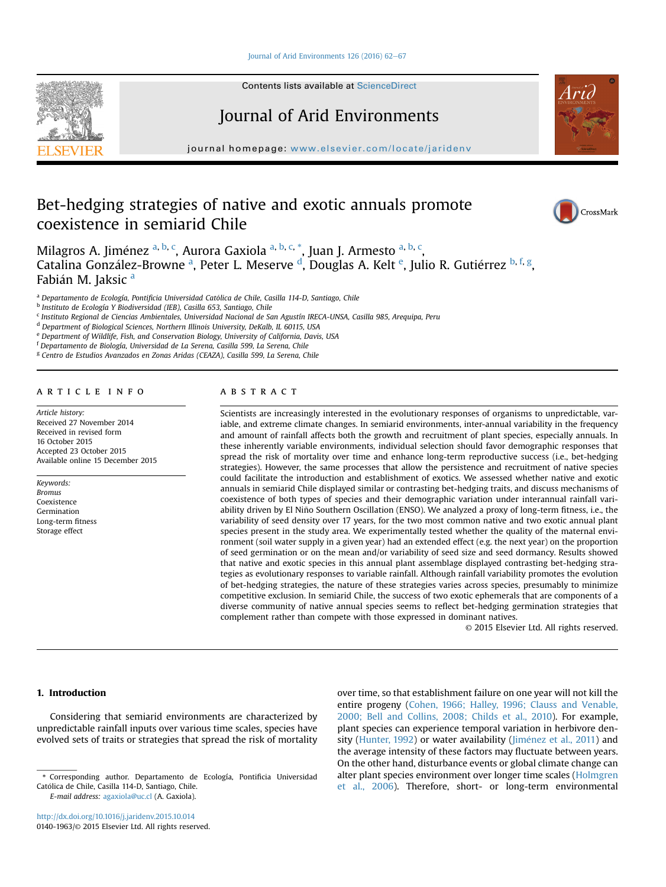# Bet-hedging strategies of native and exotic annuals promote coexistence in semiarid Chile

Milagros A. Jiménez [a, b, c], Aurora Gaxiola [a, b, c, *], Juan J. Armesto [a, b, c], Catalina González-Browne [a], Peter L. Meserve [d], Douglas A. Kelt [e], Julio R. Gutiérrez [b, f, g], Fabián M. Jaksic [a]

[a] Departamento de Ecología, Pontificia Universidad Católica de Chile, Casilla 114-D, Santiago, Chile
[b] Instituto de Ecología Y Biodiversidad (IEB), Casilla 653, Santiago, Chile
[c] Instituto Regional de Ciencias Ambientales, Universidad Nacional de San Agustín IRECA-UNSA, Casilla 985, Arequipa, Peru
[d] Department of Biological Sciences, Northern Illinois University, DeKalb, IL 60115, USA
[e] Department of Wildlife, Fish, and Conservation Biology, University of California, Davis, USA
[f] Departamento de Biología, Universidad de La Serena, Casilla 599, La Serena, Chile
[g] Centro de Estudios Avanzados en Zonas Aridas (CEAZA), Casilla 599, La Serena, Chile

## ARTICLE INFO

*Article history:*
Received 27 November 2014
Received in revised form
16 October 2015
Accepted 23 October 2015
Available online 15 December 2015

*Keywords:*
*Bromus*
Coexistence
Germination
Long-term fitness
Storage effect

## ABSTRACT

Scientists are increasingly interested in the evolutionary responses of organisms to unpredictable, variable, and extreme climate changes. In semiarid environments, inter-annual variability in the frequency and amount of rainfall affects both the growth and recruitment of plant species, especially annuals. In these inherently variable environments, individual selection should favor demographic responses that spread the risk of mortality over time and enhance long-term reproductive success (i.e., bet-hedging strategies). However, the same processes that allow the persistence and recruitment of native species could facilitate the introduction and establishment of exotics. We assessed whether native and exotic annuals in semiarid Chile displayed similar or contrasting bet-hedging traits, and discuss mechanisms of coexistence of both types of species and their demographic variation under interannual rainfall variability driven by El Niño Southern Oscillation (ENSO). We analyzed a proxy of long-term fitness, i.e., the variability of seed density over 17 years, for the two most common native and two exotic annual plant species present in the study area. We experimentally tested whether the quality of the maternal environment (soil water supply in a given year) had an extended effect (e.g. the next year) on the proportion of seed germination or on the mean and/or variability of seed size and seed dormancy. Results showed that native and exotic species in this annual plant assemblage displayed contrasting bet-hedging strategies as evolutionary responses to variable rainfall. Although rainfall variability promotes the evolution of bet-hedging strategies, the nature of these strategies varies across species, presumably to minimize competitive exclusion. In semiarid Chile, the success of two exotic ephemerals that are components of a diverse community of native annual species seems to reflect bet-hedging germination strategies that complement rather than compete with those expressed in dominant natives.

© 2015 Elsevier Ltd. All rights reserved.

## 1. Introduction

Considering that semiarid environments are characterized by unpredictable rainfall inputs over various time scales, species have evolved sets of traits or strategies that spread the risk of mortality over time, so that establishment failure on one year will not kill the entire progeny (Cohen, 1966; Halley, 1996; Clauss and Venable, 2000; Bell and Collins, 2008; Childs et al., 2010). For example, plant species can experience temporal variation in herbivore density (Hunter, 1992) or water availability (Jiménez et al., 2011) and the average intensity of these factors may fluctuate between years. On the other hand, disturbance events or global climate change can alter plant species environment over longer time scales (Holmgren et al., 2006). Therefore, short- or long-term environmental

\* Corresponding author. Departamento de Ecología, Pontificia Universidad Católica de Chile, Casilla 114-D, Santiago, Chile.
*E-mail address:* agaxiola@uc.cl (A. Gaxiola).

http://dx.doi.org/10.1016/j.jaridenv.2015.10.014
0140-1963/© 2015 Elsevier Ltd. All rights reserved.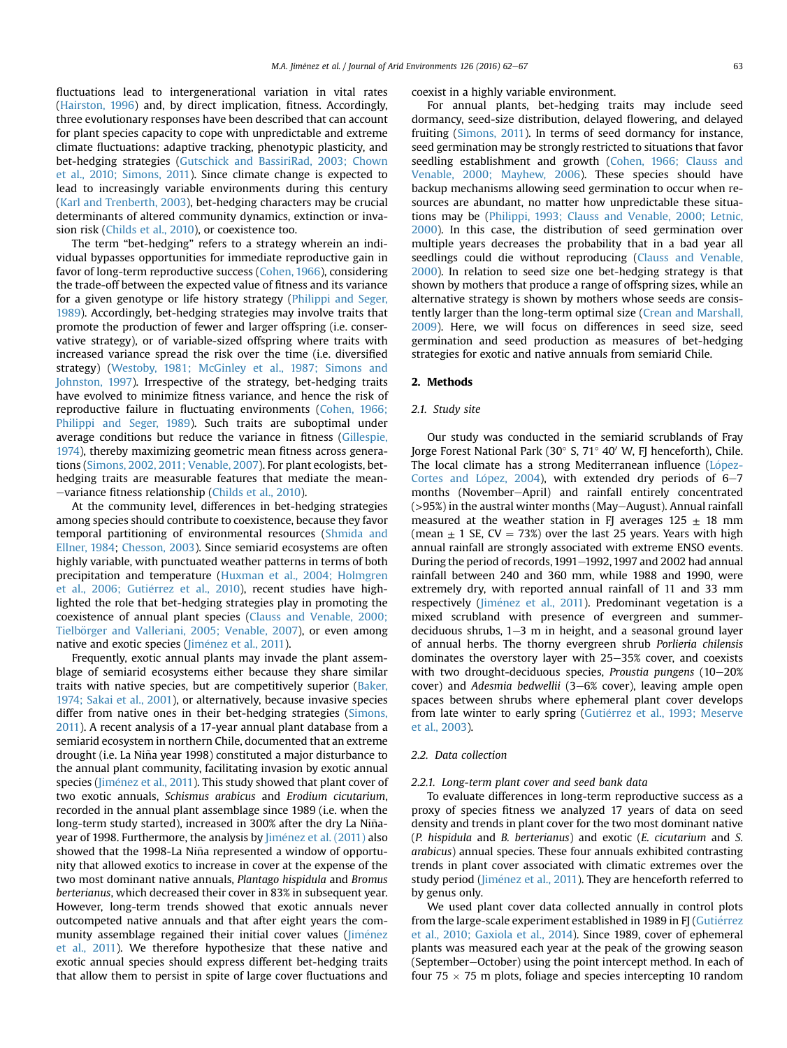fluctuations lead to intergenerational variation in vital rates (Hairston, 1996) and, by direct implication, fitness. Accordingly, three evolutionary responses have been described that can account for plant species capacity to cope with unpredictable and extreme climate fluctuations: adaptive tracking, phenotypic plasticity, and bet-hedging strategies (Gutschick and BassiriRad, 2003; Chown et al., 2010; Simons, 2011). Since climate change is expected to lead to increasingly variable environments during this century (Karl and Trenberth, 2003), bet-hedging characters may be crucial determinants of altered community dynamics, extinction or invasion risk (Childs et al., 2010), or coexistence too.

The term "bet-hedging" refers to a strategy wherein an individual bypasses opportunities for immediate reproductive gain in favor of long-term reproductive success (Cohen, 1966), considering the trade-off between the expected value of fitness and its variance for a given genotype or life history strategy (Philippi and Seger, 1989). Accordingly, bet-hedging strategies may involve traits that promote the production of fewer and larger offspring (i.e. conservative strategy), or of variable-sized offspring where traits with increased variance spread the risk over the time (i.e. diversified strategy) (Westoby, 1981; McGinley et al., 1987; Simons and Johnston, 1997). Irrespective of the strategy, bet-hedging traits have evolved to minimize fitness variance, and hence the risk of reproductive failure in fluctuating environments (Cohen, 1966; Philippi and Seger, 1989). Such traits are suboptimal under average conditions but reduce the variance in fitness (Gillespie, 1974), thereby maximizing geometric mean fitness across generations (Simons, 2002, 2011; Venable, 2007). For plant ecologists, bet-hedging traits are measurable features that mediate the mean–variance fitness relationship (Childs et al., 2010).

At the community level, differences in bet-hedging strategies among species should contribute to coexistence, because they favor temporal partitioning of environmental resources (Shmida and Ellner, 1984; Chesson, 2003). Since semiarid ecosystems are often highly variable, with punctuated weather patterns in terms of both precipitation and temperature (Huxman et al., 2004; Holmgren et al., 2006; Gutiérrez et al., 2010), recent studies have highlighted the role that bet-hedging strategies play in promoting the coexistence of annual plant species (Clauss and Venable, 2000; Tielbörger and Valleriani, 2005; Venable, 2007), or even among native and exotic species (Jiménez et al., 2011).

Frequently, exotic annual plants may invade the plant assemblage of semiarid ecosystems either because they share similar traits with native species, but are competitively superior (Baker, 1974; Sakai et al., 2001), or alternatively, because invasive species differ from native ones in their bet-hedging strategies (Simons, 2011). A recent analysis of a 17-year annual plant database from a semiarid ecosystem in northern Chile, documented that an extreme drought (i.e. La Niña year 1998) constituted a major disturbance to the annual plant community, facilitating invasion by exotic annual species (Jiménez et al., 2011). This study showed that plant cover of two exotic annuals, *Schismus arabicus* and *Erodium cicutarium*, recorded in the annual plant assemblage since 1989 (i.e. when the long-term study started), increased in 300% after the dry La Niña-year of 1998. Furthermore, the analysis by Jiménez et al. (2011) also showed that the 1998-La Niña represented a window of opportunity that allowed exotics to increase in cover at the expense of the two most dominant native annuals, *Plantago hispidula* and *Bromus berterianus*, which decreased their cover in 83% in subsequent year. However, long-term trends showed that exotic annuals never outcompeted native annuals and that after eight years the community assemblage regained their initial cover values (Jiménez et al., 2011). We therefore hypothesize that these native and exotic annual species should express different bet-hedging traits that allow them to persist in spite of large cover fluctuations and coexist in a highly variable environment.

For annual plants, bet-hedging traits may include seed dormancy, seed-size distribution, delayed flowering, and delayed fruiting (Simons, 2011). In terms of seed dormancy for instance, seed germination may be strongly restricted to situations that favor seedling establishment and growth (Cohen, 1966; Clauss and Venable, 2000; Mayhew, 2006). These species should have backup mechanisms allowing seed germination to occur when resources are abundant, no matter how unpredictable these situations may be (Philippi, 1993; Clauss and Venable, 2000; Letnic, 2000). In this case, the distribution of seed germination over multiple years decreases the probability that in a bad year all seedlings could die without reproducing (Clauss and Venable, 2000). In relation to seed size one bet-hedging strategy is that shown by mothers that produce a range of offspring sizes, while an alternative strategy is shown by mothers whose seeds are consistently larger than the long-term optimal size (Crean and Marshall, 2009). Here, we will focus on differences in seed size, seed germination and seed production as measures of bet-hedging strategies for exotic and native annuals from semiarid Chile.

## 2. Methods

### 2.1. Study site

Our study was conducted in the semiarid scrublands of Fray Jorge Forest National Park (30° S, 71° 40′ W, FJ henceforth), Chile. The local climate has a strong Mediterranean influence (López-Cortes and López, 2004), with extended dry periods of 6–7 months (November–April) and rainfall entirely concentrated (>95%) in the austral winter months (May–August). Annual rainfall measured at the weather station in FJ averages 125 ± 18 mm (mean ± 1 SE, CV = 73%) over the last 25 years. Years with high annual rainfall are strongly associated with extreme ENSO events. During the period of records, 1991–1992, 1997 and 2002 had annual rainfall between 240 and 360 mm, while 1988 and 1990, were extremely dry, with reported annual rainfall of 11 and 33 mm respectively (Jiménez et al., 2011). Predominant vegetation is a mixed scrubland with presence of evergreen and summer-deciduous shrubs, 1–3 m in height, and a seasonal ground layer of annual herbs. The thorny evergreen shrub *Porlieria chilensis* dominates the overstory layer with 25–35% cover, and coexists with two drought-deciduous species, *Proustia pungens* (10–20% cover) and *Adesmia bedwellii* (3–6% cover), leaving ample open spaces between shrubs where ephemeral plant cover develops from late winter to early spring (Gutiérrez et al., 1993; Meserve et al., 2003).

### 2.2. Data collection

#### 2.2.1. Long-term plant cover and seed bank data

To evaluate differences in long-term reproductive success as a proxy of species fitness we analyzed 17 years of data on seed density and trends in plant cover for the two most dominant native (*P. hispidula* and *B. berterianus*) and exotic (*E. cicutarium* and *S. arabicus*) annual species. These four annuals exhibited contrasting trends in plant cover associated with climatic extremes over the study period (Jiménez et al., 2011). They are henceforth referred to by genus only.

We used plant cover data collected annually in control plots from the large-scale experiment established in 1989 in FJ (Gutiérrez et al., 2010; Gaxiola et al., 2014). Since 1989, cover of ephemeral plants was measured each year at the peak of the growing season (September–October) using the point intercept method. In each of four 75 × 75 m plots, foliage and species intercepting 10 random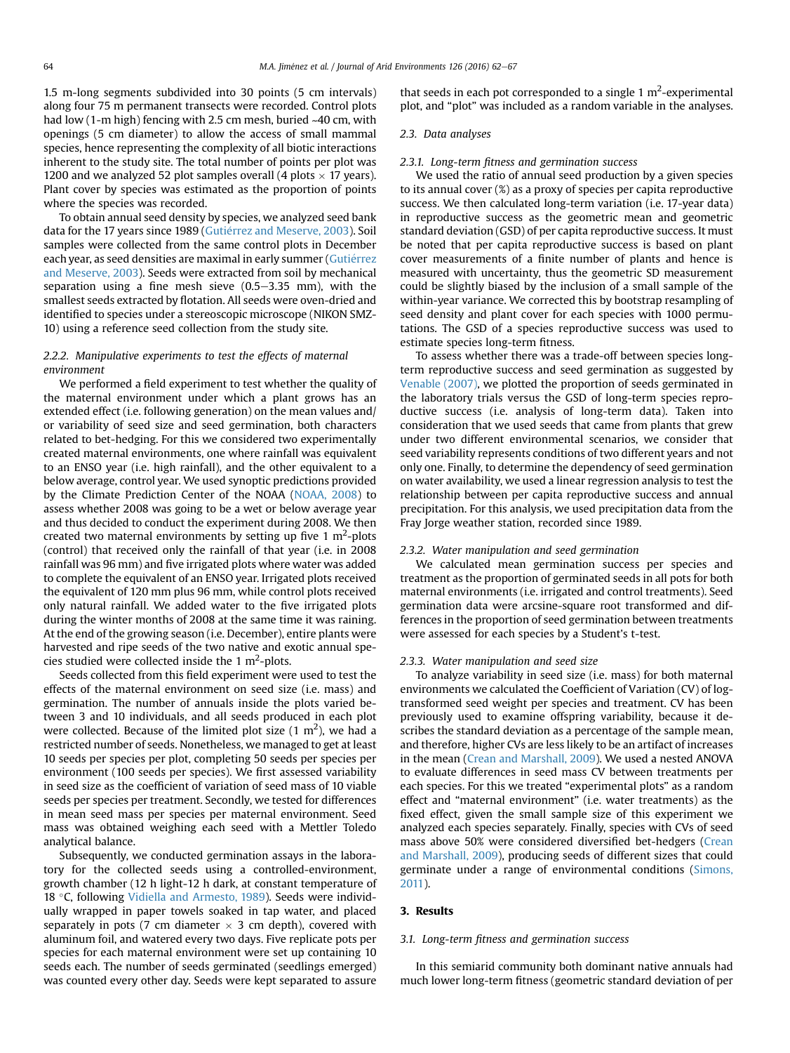1.5 m-long segments subdivided into 30 points (5 cm intervals) along four 75 m permanent transects were recorded. Control plots had low (1-m high) fencing with 2.5 cm mesh, buried ~40 cm, with openings (5 cm diameter) to allow the access of small mammal species, hence representing the complexity of all biotic interactions inherent to the study site. The total number of points per plot was 1200 and we analyzed 52 plot samples overall (4 plots × 17 years). Plant cover by species was estimated as the proportion of points where the species was recorded.

To obtain annual seed density by species, we analyzed seed bank data for the 17 years since 1989 (Gutiérrez and Meserve, 2003). Soil samples were collected from the same control plots in December each year, as seed densities are maximal in early summer (Gutiérrez and Meserve, 2003). Seeds were extracted from soil by mechanical separation using a fine mesh sieve (0.5–3.35 mm), with the smallest seeds extracted by flotation. All seeds were oven-dried and identified to species under a stereoscopic microscope (NIKON SMZ-10) using a reference seed collection from the study site.

#### 2.2.2. Manipulative experiments to test the effects of maternal environment

We performed a field experiment to test whether the quality of the maternal environment under which a plant grows has an extended effect (i.e. following generation) on the mean values and/or variability of seed size and seed germination, both characters related to bet-hedging. For this we considered two experimentally created maternal environments, one where rainfall was equivalent to an ENSO year (i.e. high rainfall), and the other equivalent to a below average, control year. We used synoptic predictions provided by the Climate Prediction Center of the NOAA (NOAA, 2008) to assess whether 2008 was going to be a wet or below average year and thus decided to conduct the experiment during 2008. We then created two maternal environments by setting up five 1 m$^2$-plots (control) that received only the rainfall of that year (i.e. in 2008 rainfall was 96 mm) and five irrigated plots where water was added to complete the equivalent of an ENSO year. Irrigated plots received the equivalent of 120 mm plus 96 mm, while control plots received only natural rainfall. We added water to the five irrigated plots during the winter months of 2008 at the same time it was raining. At the end of the growing season (i.e. December), entire plants were harvested and ripe seeds of the two native and exotic annual species studied were collected inside the 1 m$^2$-plots.

Seeds collected from this field experiment were used to test the effects of the maternal environment on seed size (i.e. mass) and germination. The number of annuals inside the plots varied between 3 and 10 individuals, and all seeds produced in each plot were collected. Because of the limited plot size (1 m$^2$), we had a restricted number of seeds. Nonetheless, we managed to get at least 10 seeds per species per plot, completing 50 seeds per species per environment (100 seeds per species). We first assessed variability in seed size as the coefficient of variation of seed mass of 10 viable seeds per species per treatment. Secondly, we tested for differences in mean seed mass per species per maternal environment. Seed mass was obtained weighing each seed with a Mettler Toledo analytical balance.

Subsequently, we conducted germination assays in the laboratory for the collected seeds using a controlled-environment, growth chamber (12 h light-12 h dark, at constant temperature of 18 °C, following Vidiella and Armesto, 1989). Seeds were individually wrapped in paper towels soaked in tap water, and placed separately in pots (7 cm diameter × 3 cm depth), covered with aluminum foil, and watered every two days. Five replicate pots per species for each maternal environment were set up containing 10 seeds each. The number of seeds germinated (seedlings emerged) was counted every other day. Seeds were kept separated to assure that seeds in each pot corresponded to a single 1 m$^2$-experimental plot, and "plot" was included as a random variable in the analyses.

### 2.3. Data analyses

#### 2.3.1. Long-term fitness and germination success

We used the ratio of annual seed production by a given species to its annual cover (%) as a proxy of species per capita reproductive success. We then calculated long-term variation (i.e. 17-year data) in reproductive success as the geometric mean and geometric standard deviation (GSD) of per capita reproductive success. It must be noted that per capita reproductive success is based on plant cover measurements of a finite number of plants and hence is measured with uncertainty, thus the geometric SD measurement could be slightly biased by the inclusion of a small sample of the within-year variance. We corrected this by bootstrap resampling of seed density and plant cover for each species with 1000 permutations. The GSD of a species reproductive success was used to estimate species long-term fitness.

To assess whether there was a trade-off between species long-term reproductive success and seed germination as suggested by Venable (2007), we plotted the proportion of seeds germinated in the laboratory trials versus the GSD of long-term species reproductive success (i.e. analysis of long-term data). Taken into consideration that we used seeds that came from plants that grew under two different environmental scenarios, we consider that seed variability represents conditions of two different years and not only one. Finally, to determine the dependency of seed germination on water availability, we used a linear regression analysis to test the relationship between per capita reproductive success and annual precipitation. For this analysis, we used precipitation data from the Fray Jorge weather station, recorded since 1989.

#### 2.3.2. Water manipulation and seed germination

We calculated mean germination success per species and treatment as the proportion of germinated seeds in all pots for both maternal environments (i.e. irrigated and control treatments). Seed germination data were arcsine-square root transformed and differences in the proportion of seed germination between treatments were assessed for each species by a Student's t-test.

#### 2.3.3. Water manipulation and seed size

To analyze variability in seed size (i.e. mass) for both maternal environments we calculated the Coefficient of Variation (CV) of log-transformed seed weight per species and treatment. CV has been previously used to examine offspring variability, because it describes the standard deviation as a percentage of the sample mean, and therefore, higher CVs are less likely to be an artifact of increases in the mean (Crean and Marshall, 2009). We used a nested ANOVA to evaluate differences in seed mass CV between treatments per each species. For this we treated "experimental plots" as a random effect and "maternal environment" (i.e. water treatments) as the fixed effect, given the small sample size of this experiment we analyzed each species separately. Finally, species with CVs of seed mass above 50% were considered diversified bet-hedgers (Crean and Marshall, 2009), producing seeds of different sizes that could germinate under a range of environmental conditions (Simons, 2011).

## 3. Results

### 3.1. Long-term fitness and germination success

In this semiarid community both dominant native annuals had much lower long-term fitness (geometric standard deviation of per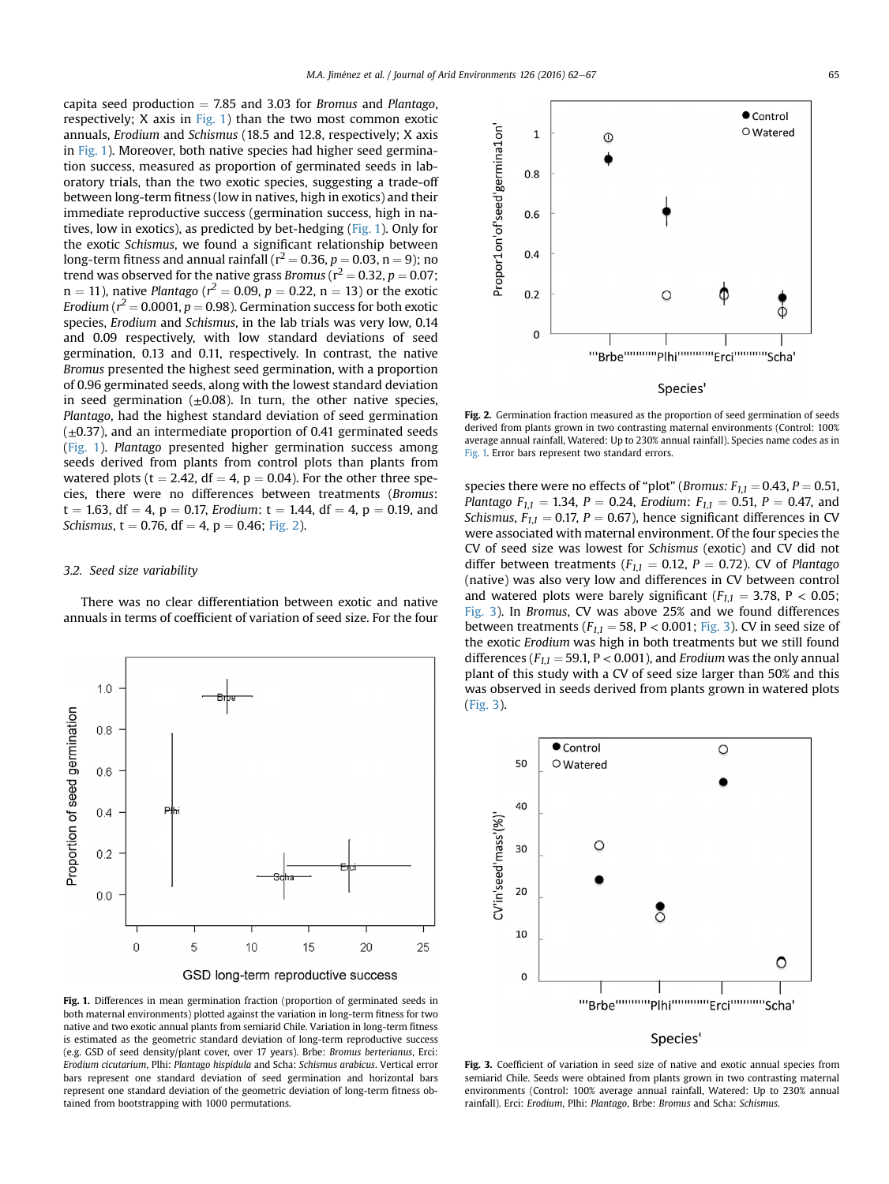capita seed production = 7.85 and 3.03 for *Bromus* and *Plantago*, respectively; X axis in Fig. 1) than the two most common exotic annuals, *Erodium* and *Schismus* (18.5 and 12.8, respectively; X axis in Fig. 1). Moreover, both native species had higher seed germination success, measured as proportion of germinated seeds in laboratory trials, than the two exotic species, suggesting a trade-off between long-term fitness (low in natives, high in exotics) and their immediate reproductive success (germination success, high in natives, low in exotics), as predicted by bet-hedging (Fig. 1). Only for the exotic *Schismus*, we found a significant relationship between long-term fitness and annual rainfall ($r^2 = 0.36$, $p = 0.03$, $n = 9$); no trend was observed for the native grass *Bromus* ($r^2 = 0.32$, $p = 0.07$; $n = 11$), native *Plantago* ($r^2 = 0.09$, $p = 0.22$, $n = 13$) or the exotic *Erodium* ($r^2 = 0.0001$, $p = 0.98$). Germination success for both exotic species, *Erodium* and *Schismus*, in the lab trials was very low, 0.14 and 0.09 respectively, with low standard deviations of seed germination, 0.13 and 0.11, respectively. In contrast, the native *Bromus* presented the highest seed germination, with a proportion of 0.96 germinated seeds, along with the lowest standard deviation in seed germination (±0.08). In turn, the other native species, *Plantago*, had the highest standard deviation of seed germination (±0.37), and an intermediate proportion of 0.41 germinated seeds (Fig. 1). *Plantago* presented higher germination success among seeds derived from plants from control plots than plants from watered plots ($t = 2.42$, $df = 4$, $p = 0.04$). For the other three species, there were no differences between treatments (*Bromus*: $t = 1.63$, $df = 4$, $p = 0.17$, *Erodium*: $t = 1.44$, $df = 4$, $p = 0.19$, and *Schismus*, $t = 0.76$, $df = 4$, $p = 0.46$; Fig. 2).

### 3.2. Seed size variability

There was no clear differentiation between exotic and native annuals in terms of coefficient of variation of seed size. For the four species there were no effects of "plot" (*Bromus*: $F_{1,1} = 0.43$, $P = 0.51$, *Plantago* $F_{1,1} = 1.34$, $P = 0.24$, *Erodium*: $F_{1,1} = 0.51$, $P = 0.47$, and *Schismus*, $F_{1,1} = 0.17$, $P = 0.67$), hence significant differences in CV were associated with maternal environment. Of the four species the CV of seed size was lowest for *Schismus* (exotic) and CV did not differ between treatments ($F_{1,1} = 0.12$, $P = 0.72$). CV of *Plantago* (native) was also very low and differences in CV between control and watered plots were barely significant ($F_{1,1} = 3.78$, $P < 0.05$; Fig. 3). In *Bromus*, CV was above 25% and we found differences between treatments ($F_{1,1} = 58$, $P < 0.001$; Fig. 3). CV in seed size of the exotic *Erodium* was high in both treatments but we still found differences ($F_{1,1} = 59.1$, $P < 0.001$), and *Erodium* was the only annual plant of this study with a CV of seed size larger than 50% and this was observed in seeds derived from plants grown in watered plots (Fig. 3).

**Fig. 1.** Differences in mean germination fraction (proportion of germinated seeds in both maternal environments) plotted against the variation in long-term fitness for two native and two exotic annual plants from semiarid Chile. Variation in long-term fitness is estimated as the geometric standard deviation of long-term reproductive success (e.g. GSD of seed density/plant cover, over 17 years). Brbe: *Bromus berterianus*, Erci: *Erodium cicutarium*, Plhi: *Plantago hispidula* and Scha: *Schismus arabicus*. Vertical error bars represent one standard deviation of seed germination and horizontal bars represent one standard deviation of the geometric deviation of long-term fitness obtained from bootstrapping with 1000 permutations.

**Fig. 2.** Germination fraction measured as the proportion of seed germination of seeds derived from plants grown in two contrasting maternal environments (Control: 100% average annual rainfall, Watered: Up to 230% annual rainfall). Species name codes as in Fig. 1. Error bars represent two standard errors.

**Fig. 3.** Coefficient of variation in seed size of native and exotic annual species from semiarid Chile. Seeds were obtained from plants grown in two contrasting maternal environments (Control: 100% average annual rainfall, Watered: Up to 230% annual rainfall). Erci: *Erodium*, Plhi: *Plantago*, Brbe: *Bromus* and Scha: *Schismus*.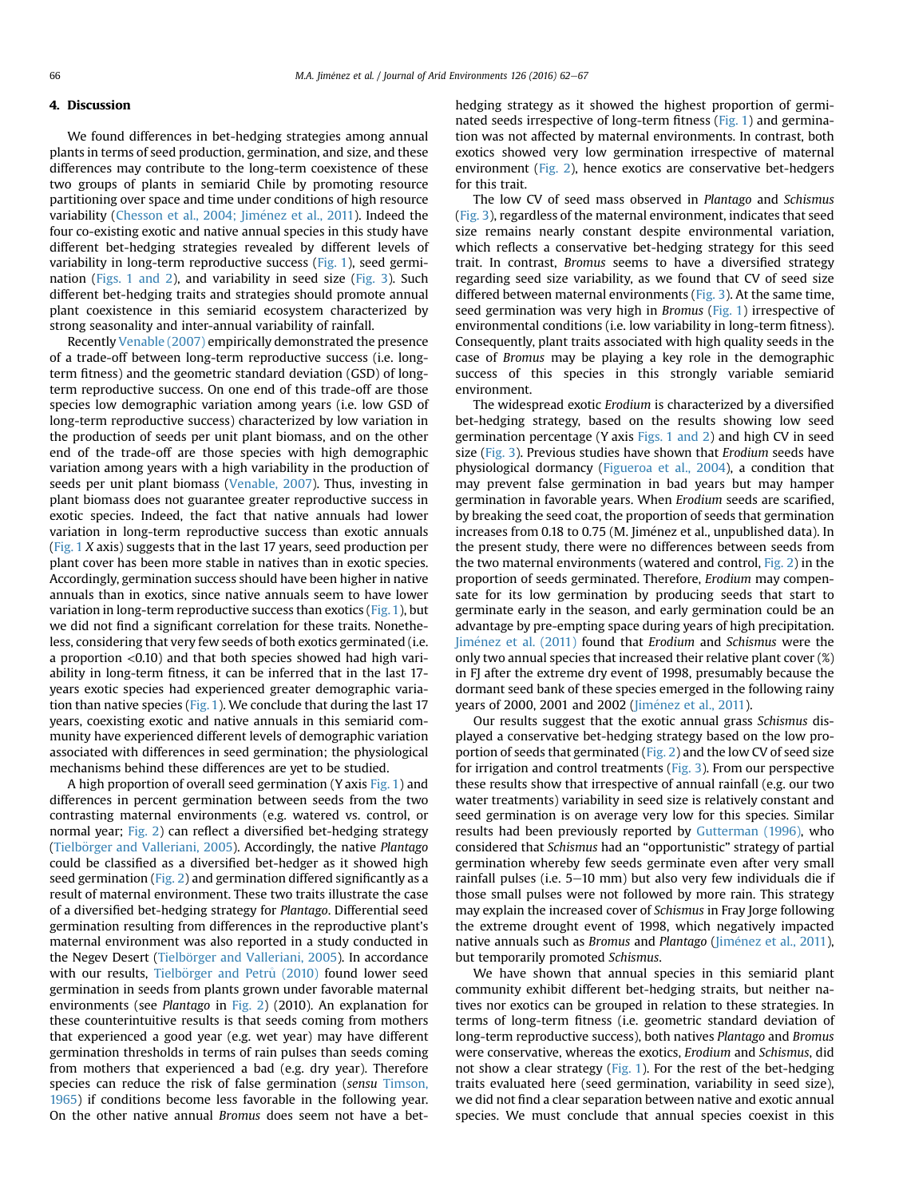## 4. Discussion

We found differences in bet-hedging strategies among annual plants in terms of seed production, germination, and size, and these differences may contribute to the long-term coexistence of these two groups of plants in semiarid Chile by promoting resource partitioning over space and time under conditions of high resource variability (Chesson et al., 2004; Jiménez et al., 2011). Indeed the four co-existing exotic and native annual species in this study have different bet-hedging strategies revealed by different levels of variability in long-term reproductive success (Fig. 1), seed germination (Figs. 1 and 2), and variability in seed size (Fig. 3). Such different bet-hedging traits and strategies should promote annual plant coexistence in this semiarid ecosystem characterized by strong seasonality and inter-annual variability of rainfall.

Recently Venable (2007) empirically demonstrated the presence of a trade-off between long-term reproductive success (i.e. long-term fitness) and the geometric standard deviation (GSD) of long-term reproductive success. On one end of this trade-off are those species low demographic variation among years (i.e. low GSD of long-term reproductive success) characterized by low variation in the production of seeds per unit plant biomass, and on the other end of the trade-off are those species with high demographic variation among years with a high variability in the production of seeds per unit plant biomass (Venable, 2007). Thus, investing in plant biomass does not guarantee greater reproductive success in exotic species. Indeed, the fact that native annuals had lower variation in long-term reproductive success than exotic annuals (Fig. 1 *X* axis) suggests that in the last 17 years, seed production per plant cover has been more stable in natives than in exotic species. Accordingly, germination success should have been higher in native annuals than in exotics, since native annuals seem to have lower variation in long-term reproductive success than exotics (Fig. 1), but we did not find a significant correlation for these traits. Nonetheless, considering that very few seeds of both exotics germinated (i.e. a proportion <0.10) and that both species showed had high variability in long-term fitness, it can be inferred that in the last 17-years exotic species had experienced greater demographic variation than native species (Fig. 1). We conclude that during the last 17 years, coexisting exotic and native annuals in this semiarid community have experienced different levels of demographic variation associated with differences in seed germination; the physiological mechanisms behind these differences are yet to be studied.

A high proportion of overall seed germination (Y axis Fig. 1) and differences in percent germination between seeds from the two contrasting maternal environments (e.g. watered vs. control, or normal year; Fig. 2) can reflect a diversified bet-hedging strategy (Tielbörger and Valleriani, 2005). Accordingly, the native *Plantago* could be classified as a diversified bet-hedger as it showed high seed germination (Fig. 2) and germination differed significantly as a result of maternal environment. These two traits illustrate the case of a diversified bet-hedging strategy for *Plantago*. Differential seed germination resulting from differences in the reproductive plant's maternal environment was also reported in a study conducted in the Negev Desert (Tielbörger and Valleriani, 2005). In accordance with our results, Tielbörger and Petrů (2010) found lower seed germination in seeds from plants grown under favorable maternal environments (see *Plantago* in Fig. 2) (2010). An explanation for these counterintuitive results is that seeds coming from mothers that experienced a good year (e.g. wet year) may have different germination thresholds in terms of rain pulses than seeds coming from mothers that experienced a bad (e.g. dry year). Therefore species can reduce the risk of false germination (*sensu* Timson, 1965) if conditions become less favorable in the following year. On the other native annual *Bromus* does seem not have a bet-hedging strategy as it showed the highest proportion of germinated seeds irrespective of long-term fitness (Fig. 1) and germination was not affected by maternal environments. In contrast, both exotics showed very low germination irrespective of maternal environment (Fig. 2), hence exotics are conservative bet-hedgers for this trait.

The low CV of seed mass observed in *Plantago* and *Schismus* (Fig. 3), regardless of the maternal environment, indicates that seed size remains nearly constant despite environmental variation, which reflects a conservative bet-hedging strategy for this seed trait. In contrast, *Bromus* seems to have a diversified strategy regarding seed size variability, as we found that CV of seed size differed between maternal environments (Fig. 3). At the same time, seed germination was very high in *Bromus* (Fig. 1) irrespective of environmental conditions (i.e. low variability in long-term fitness). Consequently, plant traits associated with high quality seeds in the case of *Bromus* may be playing a key role in the demographic success of this species in this strongly variable semiarid environment.

The widespread exotic *Erodium* is characterized by a diversified bet-hedging strategy, based on the results showing low seed germination percentage (Y axis Figs. 1 and 2) and high CV in seed size (Fig. 3). Previous studies have shown that *Erodium* seeds have physiological dormancy (Figueroa et al., 2004), a condition that may prevent false germination in bad years but may hamper germination in favorable years. When *Erodium* seeds are scarified, by breaking the seed coat, the proportion of seeds that germination increases from 0.18 to 0.75 (M. Jiménez et al., unpublished data). In the present study, there were no differences between seeds from the two maternal environments (watered and control, Fig. 2) in the proportion of seeds germinated. Therefore, *Erodium* may compensate for its low germination by producing seeds that start to germinate early in the season, and early germination could be an advantage by pre-empting space during years of high precipitation. Jiménez et al. (2011) found that *Erodium* and *Schismus* were the only two annual species that increased their relative plant cover (%) in FJ after the extreme dry event of 1998, presumably because the dormant seed bank of these species emerged in the following rainy years of 2000, 2001 and 2002 (Jiménez et al., 2011).

Our results suggest that the exotic annual grass *Schismus* displayed a conservative bet-hedging strategy based on the low proportion of seeds that germinated (Fig. 2) and the low CV of seed size for irrigation and control treatments (Fig. 3). From our perspective these results show that irrespective of annual rainfall (e.g. our two water treatments) variability in seed size is relatively constant and seed germination is on average very low for this species. Similar results had been previously reported by Gutterman (1996), who considered that *Schismus* had an "opportunistic" strategy of partial germination whereby few seeds germinate even after very small rainfall pulses (i.e. 5–10 mm) but also very few individuals die if those small pulses were not followed by more rain. This strategy may explain the increased cover of *Schismus* in Fray Jorge following the extreme drought event of 1998, which negatively impacted native annuals such as *Bromus* and *Plantago* (Jiménez et al., 2011), but temporarily promoted *Schismus*.

We have shown that annual species in this semiarid plant community exhibit different bet-hedging straits, but neither natives nor exotics can be grouped in relation to these strategies. In terms of long-term fitness (i.e. geometric standard deviation of long-term reproductive success), both natives *Plantago* and *Bromus* were conservative, whereas the exotics, *Erodium* and *Schismus*, did not show a clear strategy (Fig. 1). For the rest of the bet-hedging traits evaluated here (seed germination, variability in seed size), we did not find a clear separation between native and exotic annual species. We must conclude that annual species coexist in this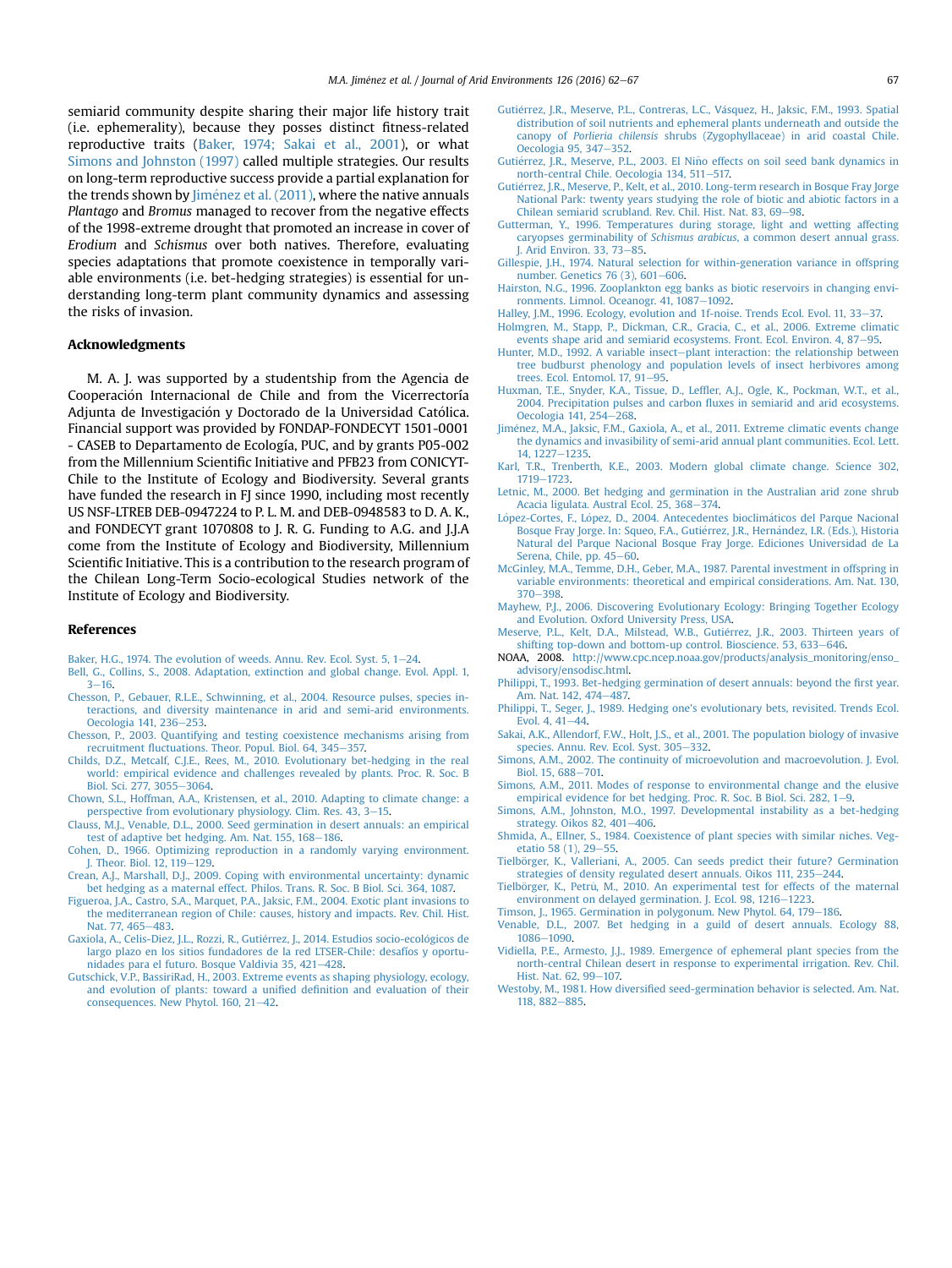semiarid community despite sharing their major life history trait (i.e. ephemerality), because they posses distinct fitness-related reproductive traits (Baker, 1974; Sakai et al., 2001), or what Simons and Johnston (1997) called multiple strategies. Our results on long-term reproductive success provide a partial explanation for the trends shown by Jiménez et al. (2011), where the native annuals *Plantago* and *Bromus* managed to recover from the negative effects of the 1998-extreme drought that promoted an increase in cover of *Erodium* and *Schismus* over both natives. Therefore, evaluating species adaptations that promote coexistence in temporally variable environments (i.e. bet-hedging strategies) is essential for understanding long-term plant community dynamics and assessing the risks of invasion.

## Acknowledgments

M. A. J. was supported by a studentship from the Agencia de Cooperación Internacional de Chile and from the Vicerrectoría Adjunta de Investigación y Doctorado de la Universidad Católica. Financial support was provided by FONDAP-FONDECYT 1501-0001 - CASEB to Departamento de Ecología, PUC, and by grants P05-002 from the Millennium Scientific Initiative and PFB23 from CONICYT-Chile to the Institute of Ecology and Biodiversity. Several grants have funded the research in FJ since 1990, including most recently US NSF-LTREB DEB-0947224 to P. L. M. and DEB-0948583 to D. A. K., and FONDECYT grant 1070808 to J. R. G. Funding to A.G. and J.J.A come from the Institute of Ecology and Biodiversity, Millennium Scientific Initiative. This is a contribution to the research program of the Chilean Long-Term Socio-ecological Studies network of the Institute of Ecology and Biodiversity.

## References

Baker, H.G., 1974. The evolution of weeds. Annu. Rev. Ecol. Syst. 5, 1–24.

Bell, G., Collins, S., 2008. Adaptation, extinction and global change. Evol. Appl. 1, 3–16.

Chesson, P., Gebauer, R.L.E., Schwinning, et al., 2004. Resource pulses, species interactions, and diversity maintenance in arid and semi-arid environments. Oecologia 141, 236–253.

Chesson, P., 2003. Quantifying and testing coexistence mechanisms arising from recruitment fluctuations. Theor. Popul. Biol. 64, 345–357.

Childs, D.Z., Metcalf, C.J.E., Rees, M., 2010. Evolutionary bet-hedging in the real world: empirical evidence and challenges revealed by plants. Proc. R. Soc. B Biol. Sci. 277, 3055–3064.

Chown, S.L., Hoffman, A.A., Kristensen, et al., 2010. Adapting to climate change: a perspective from evolutionary physiology. Clim. Res. 43, 3–15.

Clauss, M.J., Venable, D.L., 2000. Seed germination in desert annuals: an empirical test of adaptive bet hedging. Am. Nat. 155, 168–186.

Cohen, D., 1966. Optimizing reproduction in a randomly varying environment. J. Theor. Biol. 12, 119–129.

Crean, A.J., Marshall, D.J., 2009. Coping with environmental uncertainty: dynamic bet hedging as a maternal effect. Philos. Trans. R. Soc. B Biol. Sci. 364, 1087.

Figueroa, J.A., Castro, S.A., Marquet, P.A., Jaksic, F.M., 2004. Exotic plant invasions to the mediterranean region of Chile: causes, history and impacts. Rev. Chil. Hist. Nat. 77, 465–483.

Gaxiola, A., Celis-Diez, J.L., Rozzi, R., Gutiérrez, J., 2014. Estudios socio-ecológicos de largo plazo en los sitios fundadores de la red LTSER-Chile: desafíos y oportunidades para el futuro. Bosque Valdivia 35, 421–428.

Gutschick, V.P., BassiriRad, H., 2003. Extreme events as shaping physiology, ecology, and evolution of plants: toward a unified definition and evaluation of their consequences. New Phytol. 160, 21–42.

Gutiérrez, J.R., Meserve, P.L., Contreras, L.C., Vásquez, H., Jaksic, F.M., 1993. Spatial distribution of soil nutrients and ephemeral plants underneath and outside the canopy of *Porlieria chilensis* shrubs (Zygophyllaceae) in arid coastal Chile. Oecologia 95, 347–352.

Gutiérrez, J.R., Meserve, P.L., 2003. El Niño effects on soil seed bank dynamics in north-central Chile. Oecologia 134, 511–517.

Gutiérrez, J.R., Meserve, P., Kelt, et al., 2010. Long-term research in Bosque Fray Jorge National Park: twenty years studying the role of biotic and abiotic factors in a Chilean semiarid scrubland. Rev. Chil. Hist. Nat. 83, 69–98.

Gutterman, Y., 1996. Temperatures during storage, light and wetting affecting caryopses germinability of *Schismus arabicus*, a common desert annual grass. J. Arid Environ. 33, 73–85.

Gillespie, J.H., 1974. Natural selection for within-generation variance in offspring number. Genetics 76 (3), 601–606.

Hairston, N.G., 1996. Zooplankton egg banks as biotic reservoirs in changing environments. Limnol. Oceanogr. 41, 1087–1092.

Halley, J.M., 1996. Ecology, evolution and 1f-noise. Trends Ecol. Evol. 11, 33–37.

Holmgren, M., Stapp, P., Dickman, C.R., Gracia, C., et al., 2006. Extreme climatic events shape arid and semiarid ecosystems. Front. Ecol. Environ. 4, 87–95.

Hunter, M.D., 1992. A variable insect–plant interaction: the relationship between tree budburst phenology and population levels of insect herbivores among trees. Ecol. Entomol. 17, 91–95.

Huxman, T.E., Snyder, K.A., Tissue, D., Leffler, A.J., Ogle, K., Pockman, W.T., et al., 2004. Precipitation pulses and carbon fluxes in semiarid and arid ecosystems. Oecologia 141, 254–268.

Jiménez, M.A., Jaksic, F.M., Gaxiola, A., et al., 2011. Extreme climatic events change the dynamics and invasibility of semi-arid annual plant communities. Ecol. Lett. 14, 1227–1235.

Karl, T.R., Trenberth, K.E., 2003. Modern global climate change. Science 302, 1719–1723.

Letnic, M., 2000. Bet hedging and germination in the Australian arid zone shrub Acacia ligulata. Austral Ecol. 25, 368–374.

López-Cortes, F., López, D., 2004. Antecedentes bioclimáticos del Parque Nacional Bosque Fray Jorge. In: Squeo, F.A., Gutiérrez, J.R., Hernández, I.R. (Eds.), Historia Natural del Parque Nacional Bosque Fray Jorge. Ediciones Universidad de La Serena, Chile, pp. 45–60.

McGinley, M.A., Temme, D.H., Geber, M.A., 1987. Parental investment in offspring in variable environments: theoretical and empirical considerations. Am. Nat. 130, 370–398.

Mayhew, P.J., 2006. Discovering Evolutionary Ecology: Bringing Together Ecology and Evolution. Oxford University Press, USA.

Meserve, P.L., Kelt, D.A., Milstead, W.B., Gutiérrez, J.R., 2003. Thirteen years of shifting top-down and bottom-up control. Bioscience. 53, 633–646.

NOAA, 2008. http://www.cpc.ncep.noaa.gov/products/analysis_monitoring/enso_advisory/ensodisc.html.

Philippi, T., 1993. Bet-hedging germination of desert annuals: beyond the first year. Am. Nat. 142, 474–487.

Philippi, T., Seger, J., 1989. Hedging one's evolutionary bets, revisited. Trends Ecol. Evol. 4, 41–44.

Sakai, A.K., Allendorf, F.W., Holt, J.S., et al., 2001. The population biology of invasive species. Annu. Rev. Ecol. Syst. 305–332.

Simons, A.M., 2002. The continuity of microevolution and macroevolution. J. Evol. Biol. 15, 688–701.

Simons, A.M., 2011. Modes of response to environmental change and the elusive empirical evidence for bet hedging. Proc. R. Soc. B Biol. Sci. 282, 1–9.

Simons, A.M., Johnston, M.O., 1997. Developmental instability as a bet-hedging strategy. Oikos 82, 401–406.

Shmida, A., Ellner, S., 1984. Coexistence of plant species with similar niches. Vegetatio 58 (1), 29–55.

Tielbörger, K., Valleriani, A., 2005. Can seeds predict their future? Germination strategies of density regulated desert annuals. Oikos 111, 235–244.

Tielbörger, K., Petrů, M., 2010. An experimental test for effects of the maternal environment on delayed germination. J. Ecol. 98, 1216–1223.

Timson, J., 1965. Germination in polygonum. New Phytol. 64, 179–186.

Venable, D.L., 2007. Bet hedging in a guild of desert annuals. Ecology 88, 1086–1090.

Vidiella, P.E., Armesto, J.J., 1989. Emergence of ephemeral plant species from the north-central Chilean desert in response to experimental irrigation. Rev. Chil. Hist. Nat. 62, 99–107.

Westoby, M., 1981. How diversified seed-germination behavior is selected. Am. Nat. 118, 882–885.